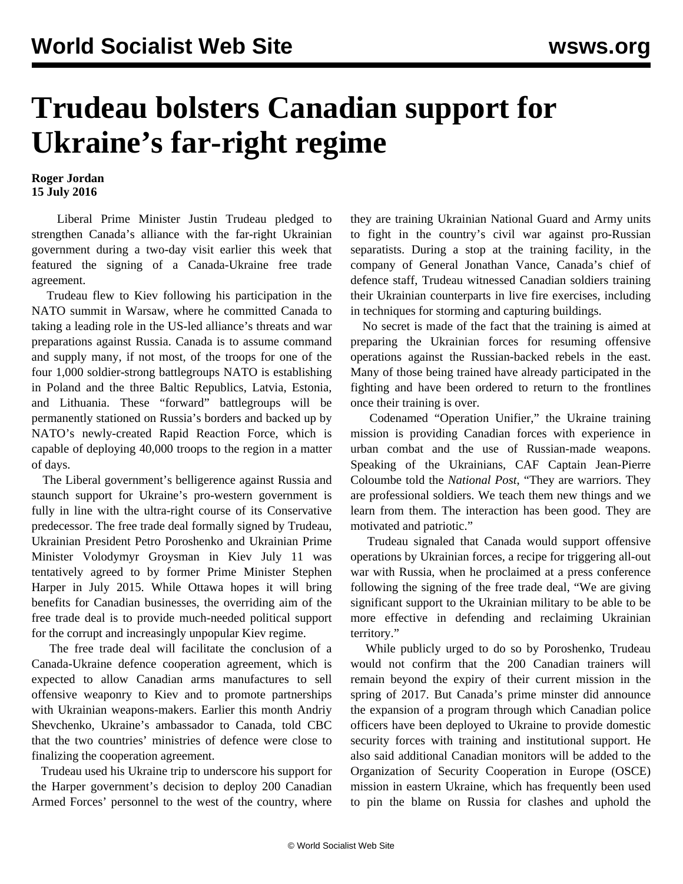# Trudeau bolsters Canadian support for Ukraine's far-right regime

**Roger Jordan**
**15 July 2016**

Liberal Prime Minister Justin Trudeau pledged to strengthen Canada's alliance with the far-right Ukrainian government during a two-day visit earlier this week that featured the signing of a Canada-Ukraine free trade agreement.

Trudeau flew to Kiev following his participation in the NATO summit in Warsaw, where he committed Canada to taking a leading role in the US-led alliance's threats and war preparations against Russia. Canada is to assume command and supply many, if not most, of the troops for one of the four 1,000 soldier-strong battlegroups NATO is establishing in Poland and the three Baltic Republics, Latvia, Estonia, and Lithuania. These "forward" battlegroups will be permanently stationed on Russia's borders and backed up by NATO's newly-created Rapid Reaction Force, which is capable of deploying 40,000 troops to the region in a matter of days.

The Liberal government's belligerence against Russia and staunch support for Ukraine's pro-western government is fully in line with the ultra-right course of its Conservative predecessor. The free trade deal formally signed by Trudeau, Ukrainian President Petro Poroshenko and Ukrainian Prime Minister Volodymyr Groysman in Kiev July 11 was tentatively agreed to by former Prime Minister Stephen Harper in July 2015. While Ottawa hopes it will bring benefits for Canadian businesses, the overriding aim of the free trade deal is to provide much-needed political support for the corrupt and increasingly unpopular Kiev regime.

The free trade deal will facilitate the conclusion of a Canada-Ukraine defence cooperation agreement, which is expected to allow Canadian arms manufactures to sell offensive weaponry to Kiev and to promote partnerships with Ukrainian weapons-makers. Earlier this month Andriy Shevchenko, Ukraine's ambassador to Canada, told CBC that the two countries' ministries of defence were close to finalizing the cooperation agreement.

Trudeau used his Ukraine trip to underscore his support for the Harper government's decision to deploy 200 Canadian Armed Forces' personnel to the west of the country, where they are training Ukrainian National Guard and Army units to fight in the country's civil war against pro-Russian separatists. During a stop at the training facility, in the company of General Jonathan Vance, Canada's chief of defence staff, Trudeau witnessed Canadian soldiers training their Ukrainian counterparts in live fire exercises, including in techniques for storming and capturing buildings.

No secret is made of the fact that the training is aimed at preparing the Ukrainian forces for resuming offensive operations against the Russian-backed rebels in the east. Many of those being trained have already participated in the fighting and have been ordered to return to the frontlines once their training is over.

Codenamed "Operation Unifier," the Ukraine training mission is providing Canadian forces with experience in urban combat and the use of Russian-made weapons. Speaking of the Ukrainians, CAF Captain Jean-Pierre Coloumbe told the *National Post*, "They are warriors. They are professional soldiers. We teach them new things and we learn from them. The interaction has been good. They are motivated and patriotic."

Trudeau signaled that Canada would support offensive operations by Ukrainian forces, a recipe for triggering all-out war with Russia, when he proclaimed at a press conference following the signing of the free trade deal, "We are giving significant support to the Ukrainian military to be able to be more effective in defending and reclaiming Ukrainian territory."

While publicly urged to do so by Poroshenko, Trudeau would not confirm that the 200 Canadian trainers will remain beyond the expiry of their current mission in the spring of 2017. But Canada's prime minster did announce the expansion of a program through which Canadian police officers have been deployed to Ukraine to provide domestic security forces with training and institutional support. He also said additional Canadian monitors will be added to the Organization of Security Cooperation in Europe (OSCE) mission in eastern Ukraine, which has frequently been used to pin the blame on Russia for clashes and uphold the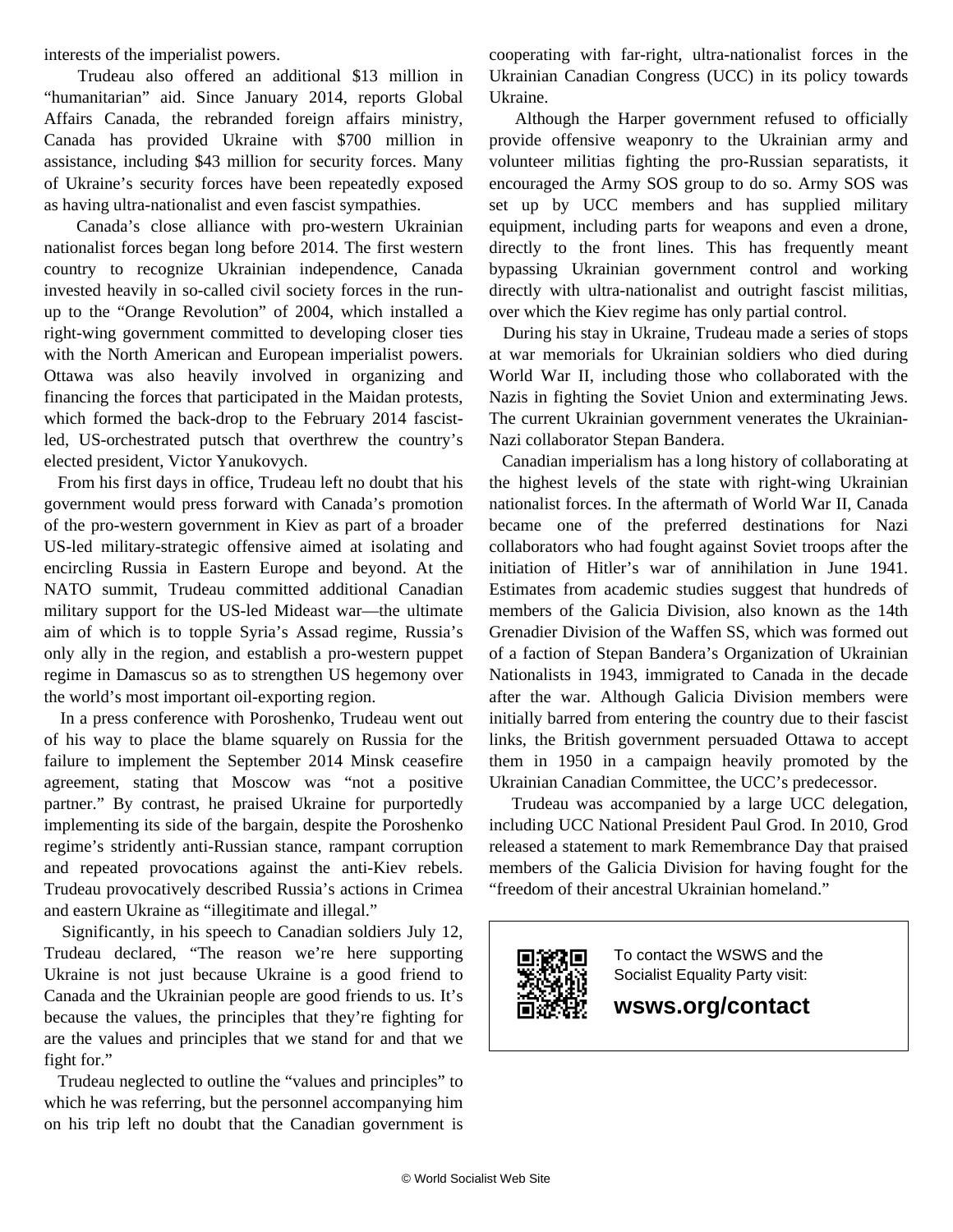interests of the imperialist powers.

Trudeau also offered an additional $13 million in "humanitarian" aid. Since January 2014, reports Global Affairs Canada, the rebranded foreign affairs ministry, Canada has provided Ukraine with $700 million in assistance, including $43 million for security forces. Many of Ukraine's security forces have been repeatedly exposed as having ultra-nationalist and even fascist sympathies.

Canada's close alliance with pro-western Ukrainian nationalist forces began long before 2014. The first western country to recognize Ukrainian independence, Canada invested heavily in so-called civil society forces in the run-up to the "Orange Revolution" of 2004, which installed a right-wing government committed to developing closer ties with the North American and European imperialist powers. Ottawa was also heavily involved in organizing and financing the forces that participated in the Maidan protests, which formed the back-drop to the February 2014 fascist-led, US-orchestrated putsch that overthrew the country's elected president, Victor Yanukovych.

From his first days in office, Trudeau left no doubt that his government would press forward with Canada's promotion of the pro-western government in Kiev as part of a broader US-led military-strategic offensive aimed at isolating and encircling Russia in Eastern Europe and beyond. At the NATO summit, Trudeau committed additional Canadian military support for the US-led Mideast war—the ultimate aim of which is to topple Syria's Assad regime, Russia's only ally in the region, and establish a pro-western puppet regime in Damascus so as to strengthen US hegemony over the world's most important oil-exporting region.

In a press conference with Poroshenko, Trudeau went out of his way to place the blame squarely on Russia for the failure to implement the September 2014 Minsk ceasefire agreement, stating that Moscow was "not a positive partner." By contrast, he praised Ukraine for purportedly implementing its side of the bargain, despite the Poroshenko regime's stridently anti-Russian stance, rampant corruption and repeated provocations against the anti-Kiev rebels. Trudeau provocatively described Russia's actions in Crimea and eastern Ukraine as "illegitimate and illegal."

Significantly, in his speech to Canadian soldiers July 12, Trudeau declared, "The reason we're here supporting Ukraine is not just because Ukraine is a good friend to Canada and the Ukrainian people are good friends to us. It's because the values, the principles that they're fighting for are the values and principles that we stand for and that we fight for."

Trudeau neglected to outline the "values and principles" to which he was referring, but the personnel accompanying him on his trip left no doubt that the Canadian government is cooperating with far-right, ultra-nationalist forces in the Ukrainian Canadian Congress (UCC) in its policy towards Ukraine.

Although the Harper government refused to officially provide offensive weaponry to the Ukrainian army and volunteer militias fighting the pro-Russian separatists, it encouraged the Army SOS group to do so. Army SOS was set up by UCC members and has supplied military equipment, including parts for weapons and even a drone, directly to the front lines. This has frequently meant bypassing Ukrainian government control and working directly with ultra-nationalist and outright fascist militias, over which the Kiev regime has only partial control.

During his stay in Ukraine, Trudeau made a series of stops at war memorials for Ukrainian soldiers who died during World War II, including those who collaborated with the Nazis in fighting the Soviet Union and exterminating Jews. The current Ukrainian government venerates the Ukrainian-Nazi collaborator Stepan Bandera.

Canadian imperialism has a long history of collaborating at the highest levels of the state with right-wing Ukrainian nationalist forces. In the aftermath of World War II, Canada became one of the preferred destinations for Nazi collaborators who had fought against Soviet troops after the initiation of Hitler's war of annihilation in June 1941. Estimates from academic studies suggest that hundreds of members of the Galicia Division, also known as the 14th Grenadier Division of the Waffen SS, which was formed out of a faction of Stepan Bandera's Organization of Ukrainian Nationalists in 1943, immigrated to Canada in the decade after the war. Although Galicia Division members were initially barred from entering the country due to their fascist links, the British government persuaded Ottawa to accept them in 1950 in a campaign heavily promoted by the Ukrainian Canadian Committee, the UCC's predecessor.

Trudeau was accompanied by a large UCC delegation, including UCC National President Paul Grod. In 2010, Grod released a statement to mark Remembrance Day that praised members of the Galicia Division for having fought for the "freedom of their ancestral Ukrainian homeland."

To contact the WSWS and the Socialist Equality Party visit:

**wsws.org/contact**